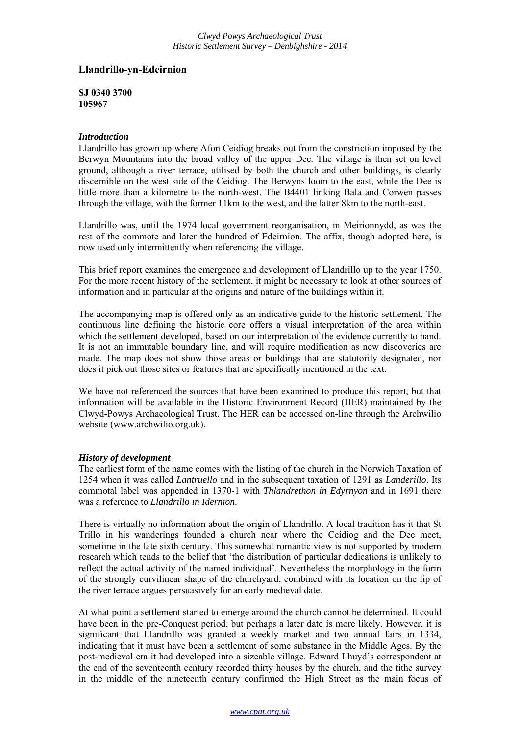# Llandrillo-yn-Edeirnion

**SJ 0340 3700**
**105967**

### *Introduction*

Llandrillo has grown up where Afon Ceidiog breaks out from the constriction imposed by the Berwyn Mountains into the broad valley of the upper Dee. The village is then set on level ground, although a river terrace, utilised by both the church and other buildings, is clearly discernible on the west side of the Ceidiog. The Berwyns loom to the east, while the Dee is little more than a kilometre to the north-west. The B4401 linking Bala and Corwen passes through the village, with the former 11km to the west, and the latter 8km to the north-east.

Llandrillo was, until the 1974 local government reorganisation, in Meirionnydd, as was the rest of the commote and later the hundred of Edeirnion. The affix, though adopted here, is now used only intermittently when referencing the village.

This brief report examines the emergence and development of Llandrillo up to the year 1750. For the more recent history of the settlement, it might be necessary to look at other sources of information and in particular at the origins and nature of the buildings within it.

The accompanying map is offered only as an indicative guide to the historic settlement. The continuous line defining the historic core offers a visual interpretation of the area within which the settlement developed, based on our interpretation of the evidence currently to hand. It is not an immutable boundary line, and will require modification as new discoveries are made. The map does not show those areas or buildings that are statutorily designated, nor does it pick out those sites or features that are specifically mentioned in the text.

We have not referenced the sources that have been examined to produce this report, but that information will be available in the Historic Environment Record (HER) maintained by the Clwyd-Powys Archaeological Trust. The HER can be accessed on-line through the Archwilio website (www.archwilio.org.uk).

### *History of development*

The earliest form of the name comes with the listing of the church in the Norwich Taxation of 1254 when it was called *Lantruello* and in the subsequent taxation of 1291 as *Landerillo*. Its commotal label was appended in 1370-1 with *Thlandrethon in Edyrnyon* and in 1691 there was a reference to *Llandrillo in Idernion*.

There is virtually no information about the origin of Llandrillo. A local tradition has it that St Trillo in his wanderings founded a church near where the Ceidiog and the Dee meet, sometime in the late sixth century. This somewhat romantic view is not supported by modern research which tends to the belief that 'the distribution of particular dedications is unlikely to reflect the actual activity of the named individual'. Nevertheless the morphology in the form of the strongly curvilinear shape of the churchyard, combined with its location on the lip of the river terrace argues persuasively for an early medieval date.

At what point a settlement started to emerge around the church cannot be determined. It could have been in the pre-Conquest period, but perhaps a later date is more likely. However, it is significant that Llandrillo was granted a weekly market and two annual fairs in 1334, indicating that it must have been a settlement of some substance in the Middle Ages. By the post-medieval era it had developed into a sizeable village. Edward Lhuyd's correspondent at the end of the seventeenth century recorded thirty houses by the church, and the tithe survey in the middle of the nineteenth century confirmed the High Street as the main focus of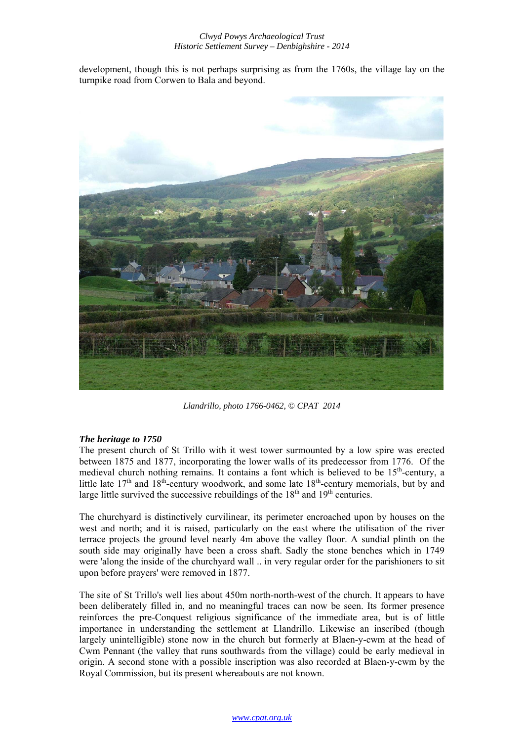development, though this is not perhaps surprising as from the 1760s, the village lay on the turnpike road from Corwen to Bala and beyond.

*Llandrillo, photo 1766-0462, © CPAT 2014*

### *The heritage to 1750*

The present church of St Trillo with it west tower surmounted by a low spire was erected between 1875 and 1877, incorporating the lower walls of its predecessor from 1776. Of the medieval church nothing remains. It contains a font which is believed to be 15th-century, a little late 17th and 18th-century woodwork, and some late 18th-century memorials, but by and large little survived the successive rebuildings of the 18th and 19th centuries.

The churchyard is distinctively curvilinear, its perimeter encroached upon by houses on the west and north; and it is raised, particularly on the east where the utilisation of the river terrace projects the ground level nearly 4m above the valley floor. A sundial plinth on the south side may originally have been a cross shaft. Sadly the stone benches which in 1749 were 'along the inside of the churchyard wall .. in very regular order for the parishioners to sit upon before prayers' were removed in 1877.

The site of St Trillo's well lies about 450m north-north-west of the church. It appears to have been deliberately filled in, and no meaningful traces can now be seen. Its former presence reinforces the pre-Conquest religious significance of the immediate area, but is of little importance in understanding the settlement at Llandrillo. Likewise an inscribed (though largely unintelligible) stone now in the church but formerly at Blaen-y-cwm at the head of Cwm Pennant (the valley that runs southwards from the village) could be early medieval in origin. A second stone with a possible inscription was also recorded at Blaen-y-cwm by the Royal Commission, but its present whereabouts are not known.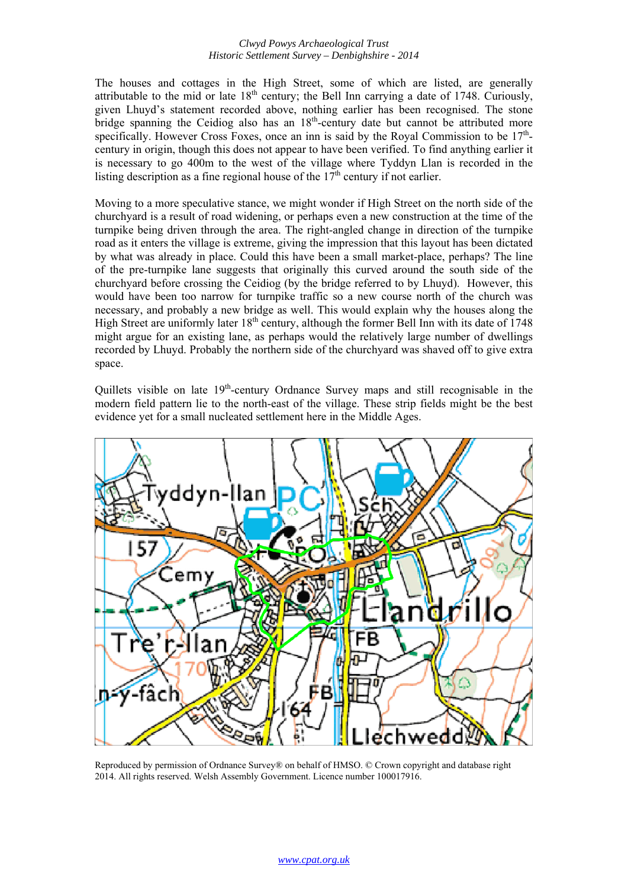The houses and cottages in the High Street, some of which are listed, are generally attributable to the mid or late 18th century; the Bell Inn carrying a date of 1748. Curiously, given Lhuyd's statement recorded above, nothing earlier has been recognised. The stone bridge spanning the Ceidiog also has an 18th-century date but cannot be attributed more specifically. However Cross Foxes, once an inn is said by the Royal Commission to be 17th-century in origin, though this does not appear to have been verified. To find anything earlier it is necessary to go 400m to the west of the village where Tyddyn Llan is recorded in the listing description as a fine regional house of the 17th century if not earlier.

Moving to a more speculative stance, we might wonder if High Street on the north side of the churchyard is a result of road widening, or perhaps even a new construction at the time of the turnpike being driven through the area. The right-angled change in direction of the turnpike road as it enters the village is extreme, giving the impression that this layout has been dictated by what was already in place. Could this have been a small market-place, perhaps? The line of the pre-turnpike lane suggests that originally this curved around the south side of the churchyard before crossing the Ceidiog (by the bridge referred to by Lhuyd). However, this would have been too narrow for turnpike traffic so a new course north of the church was necessary, and probably a new bridge as well. This would explain why the houses along the High Street are uniformly later 18th century, although the former Bell Inn with its date of 1748 might argue for an existing lane, as perhaps would the relatively large number of dwellings recorded by Lhuyd. Probably the northern side of the churchyard was shaved off to give extra space.

Quillets visible on late 19th-century Ordnance Survey maps and still recognisable in the modern field pattern lie to the north-east of the village. These strip fields might be the best evidence yet for a small nucleated settlement here in the Middle Ages.

Tyddyn-llan
PC
Sch
157
Cemy
PO
Llandrillo
Tre'r-llan
FB
170
n-y-fâch
FB
164
Llechwedd
160

Reproduced by permission of Ordnance Survey® on behalf of HMSO. © Crown copyright and database right 2014. All rights reserved. Welsh Assembly Government. Licence number 100017916.